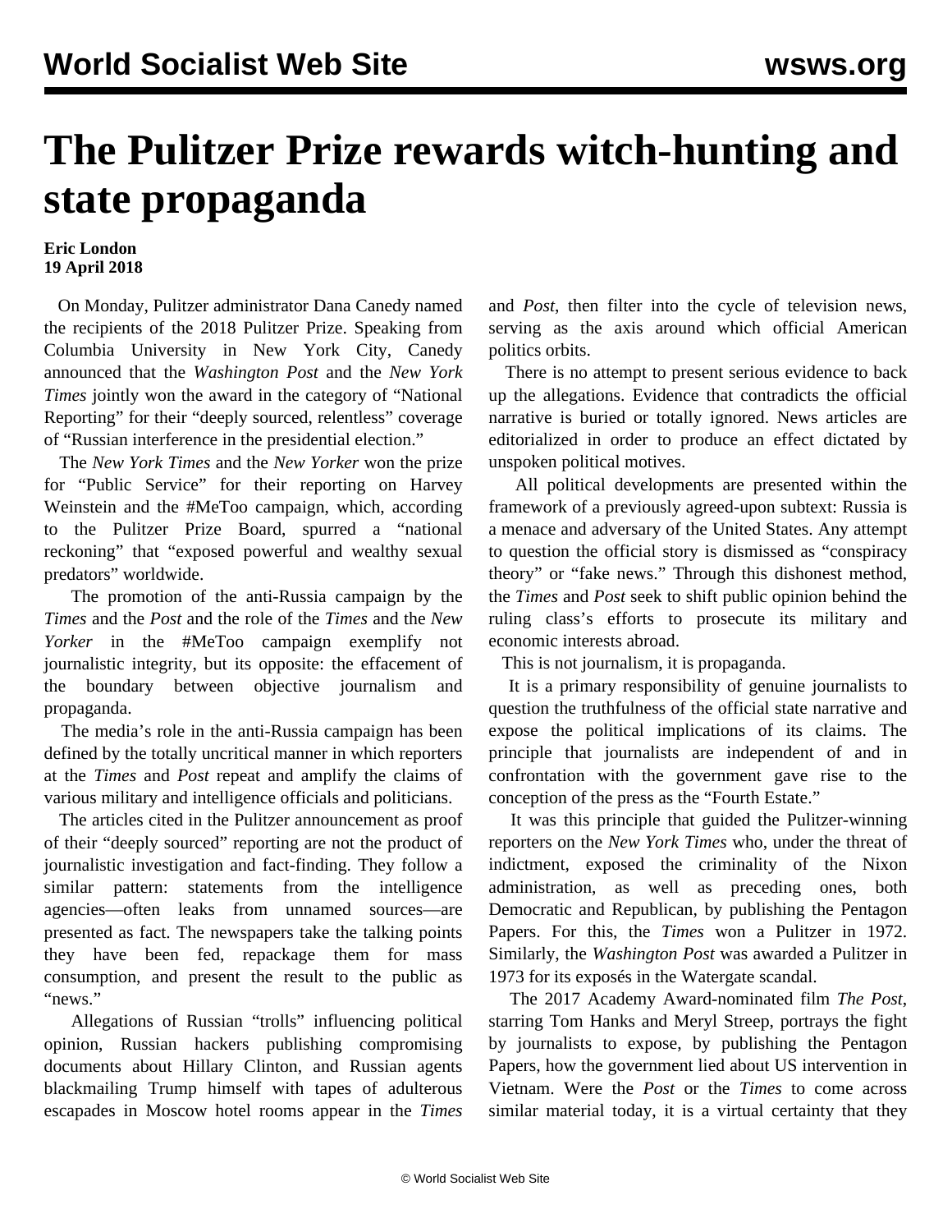# The Pulitzer Prize rewards witch-hunting and state propaganda

**Eric London**
**19 April 2018**

On Monday, Pulitzer administrator Dana Canedy named the recipients of the 2018 Pulitzer Prize. Speaking from Columbia University in New York City, Canedy announced that the *Washington Post* and the *New York Times* jointly won the award in the category of "National Reporting" for their "deeply sourced, relentless" coverage of "Russian interference in the presidential election."

The *New York Times* and the *New Yorker* won the prize for "Public Service" for their reporting on Harvey Weinstein and the #MeToo campaign, which, according to the Pulitzer Prize Board, spurred a "national reckoning" that "exposed powerful and wealthy sexual predators" worldwide.

The promotion of the anti-Russia campaign by the *Times* and the *Post* and the role of the *Times* and the *New Yorker* in the #MeToo campaign exemplify not journalistic integrity, but its opposite: the effacement of the boundary between objective journalism and propaganda.

The media's role in the anti-Russia campaign has been defined by the totally uncritical manner in which reporters at the *Times* and *Post* repeat and amplify the claims of various military and intelligence officials and politicians.

The articles cited in the Pulitzer announcement as proof of their "deeply sourced" reporting are not the product of journalistic investigation and fact-finding. They follow a similar pattern: statements from the intelligence agencies—often leaks from unnamed sources—are presented as fact. The newspapers take the talking points they have been fed, repackage them for mass consumption, and present the result to the public as "news."

Allegations of Russian "trolls" influencing political opinion, Russian hackers publishing compromising documents about Hillary Clinton, and Russian agents blackmailing Trump himself with tapes of adulterous escapades in Moscow hotel rooms appear in the *Times* and *Post*, then filter into the cycle of television news, serving as the axis around which official American politics orbits.

There is no attempt to present serious evidence to back up the allegations. Evidence that contradicts the official narrative is buried or totally ignored. News articles are editorialized in order to produce an effect dictated by unspoken political motives.

All political developments are presented within the framework of a previously agreed-upon subtext: Russia is a menace and adversary of the United States. Any attempt to question the official story is dismissed as "conspiracy theory" or "fake news." Through this dishonest method, the *Times* and *Post* seek to shift public opinion behind the ruling class's efforts to prosecute its military and economic interests abroad.

This is not journalism, it is propaganda.

It is a primary responsibility of genuine journalists to question the truthfulness of the official state narrative and expose the political implications of its claims. The principle that journalists are independent of and in confrontation with the government gave rise to the conception of the press as the "Fourth Estate."

It was this principle that guided the Pulitzer-winning reporters on the *New York Times* who, under the threat of indictment, exposed the criminality of the Nixon administration, as well as preceding ones, both Democratic and Republican, by publishing the Pentagon Papers. For this, the *Times* won a Pulitzer in 1972. Similarly, the *Washington Post* was awarded a Pulitzer in 1973 for its exposés in the Watergate scandal.

The 2017 Academy Award-nominated film *The Post*, starring Tom Hanks and Meryl Streep, portrays the fight by journalists to expose, by publishing the Pentagon Papers, how the government lied about US intervention in Vietnam. Were the *Post* or the *Times* to come across similar material today, it is a virtual certainty that they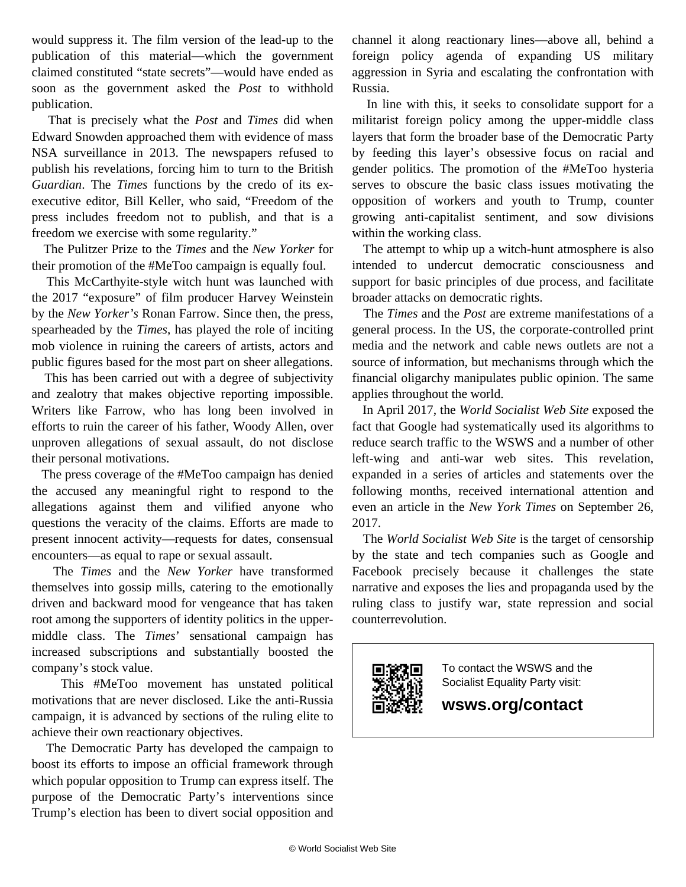would suppress it. The film version of the lead-up to the publication of this material—which the government claimed constituted "state secrets"—would have ended as soon as the government asked the *Post* to withhold publication.

That is precisely what the *Post* and *Times* did when Edward Snowden approached them with evidence of mass NSA surveillance in 2013. The newspapers refused to publish his revelations, forcing him to turn to the British *Guardian*. The *Times* functions by the credo of its ex-executive editor, Bill Keller, who said, "Freedom of the press includes freedom not to publish, and that is a freedom we exercise with some regularity."

The Pulitzer Prize to the *Times* and the *New Yorker* for their promotion of the #MeToo campaign is equally foul.

This McCarthyite-style witch hunt was launched with the 2017 "exposure" of film producer Harvey Weinstein by the *New Yorker's* Ronan Farrow. Since then, the press, spearheaded by the *Times*, has played the role of inciting mob violence in ruining the careers of artists, actors and public figures based for the most part on sheer allegations.

This has been carried out with a degree of subjectivity and zealotry that makes objective reporting impossible. Writers like Farrow, who has long been involved in efforts to ruin the career of his father, Woody Allen, over unproven allegations of sexual assault, do not disclose their personal motivations.

The press coverage of the #MeToo campaign has denied the accused any meaningful right to respond to the allegations against them and vilified anyone who questions the veracity of the claims. Efforts are made to present innocent activity—requests for dates, consensual encounters—as equal to rape or sexual assault.

The *Times* and the *New Yorker* have transformed themselves into gossip mills, catering to the emotionally driven and backward mood for vengeance that has taken root among the supporters of identity politics in the upper-middle class. The *Times*' sensational campaign has increased subscriptions and substantially boosted the company's stock value.

This #MeToo movement has unstated political motivations that are never disclosed. Like the anti-Russia campaign, it is advanced by sections of the ruling elite to achieve their own reactionary objectives.

The Democratic Party has developed the campaign to boost its efforts to impose an official framework through which popular opposition to Trump can express itself. The purpose of the Democratic Party's interventions since Trump's election has been to divert social opposition and channel it along reactionary lines—above all, behind a foreign policy agenda of expanding US military aggression in Syria and escalating the confrontation with Russia.

In line with this, it seeks to consolidate support for a militarist foreign policy among the upper-middle class layers that form the broader base of the Democratic Party by feeding this layer's obsessive focus on racial and gender politics. The promotion of the #MeToo hysteria serves to obscure the basic class issues motivating the opposition of workers and youth to Trump, counter growing anti-capitalist sentiment, and sow divisions within the working class.

The attempt to whip up a witch-hunt atmosphere is also intended to undercut democratic consciousness and support for basic principles of due process, and facilitate broader attacks on democratic rights.

The *Times* and the *Post* are extreme manifestations of a general process. In the US, the corporate-controlled print media and the network and cable news outlets are not a source of information, but mechanisms through which the financial oligarchy manipulates public opinion. The same applies throughout the world.

In April 2017, the *World Socialist Web Site* exposed the fact that Google had systematically used its algorithms to reduce search traffic to the WSWS and a number of other left-wing and anti-war web sites. This revelation, expanded in a series of articles and statements over the following months, received international attention and even an article in the *New York Times* on September 26, 2017.

The *World Socialist Web Site* is the target of censorship by the state and tech companies such as Google and Facebook precisely because it challenges the state narrative and exposes the lies and propaganda used by the ruling class to justify war, state repression and social counterrevolution.

To contact the WSWS and the Socialist Equality Party visit:

**wsws.org/contact**